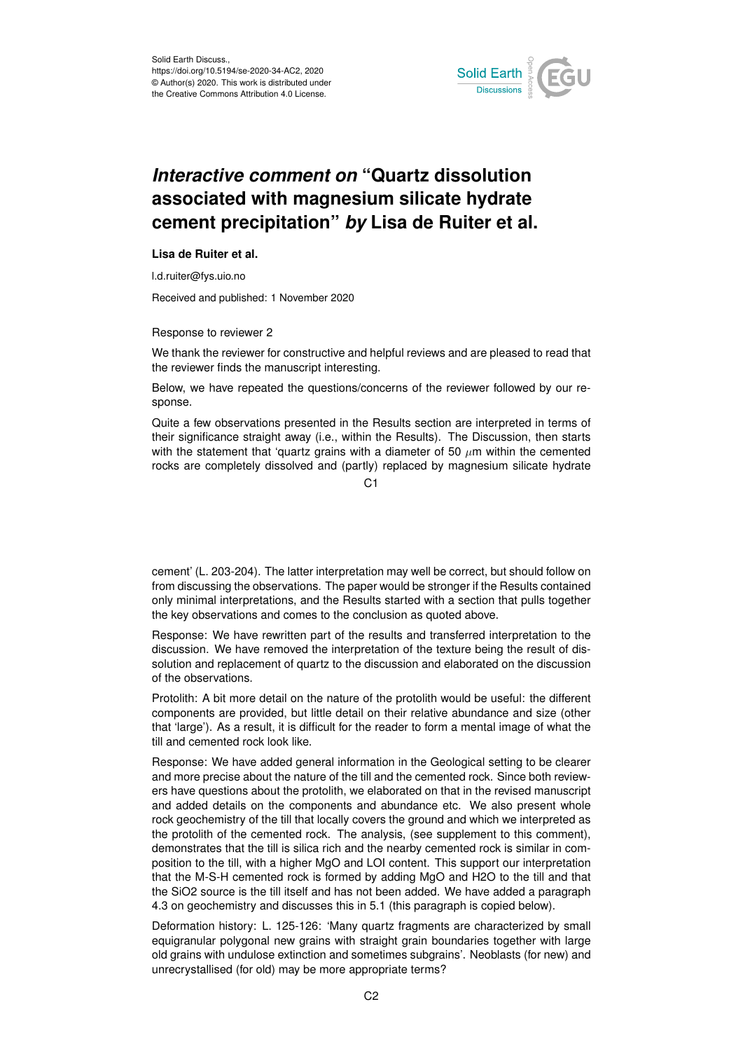Solid Earth Discuss.,
https://doi.org/10.5194/se-2020-34-AC2, 2020
© Author(s) 2020. This work is distributed under
the Creative Commons Attribution 4.0 License.

# *Interactive comment on* "Quartz dissolution associated with magnesium silicate hydrate cement precipitation" *by* Lisa de Ruiter et al.

**Lisa de Ruiter et al.**

l.d.ruiter@fys.uio.no

Received and published: 1 November 2020

Response to reviewer 2

We thank the reviewer for constructive and helpful reviews and are pleased to read that the reviewer finds the manuscript interesting.

Below, we have repeated the questions/concerns of the reviewer followed by our response.

Quite a few observations presented in the Results section are interpreted in terms of their significance straight away (i.e., within the Results). The Discussion, then starts with the statement that 'quartz grains with a diameter of 50 $\mu$m within the cemented rocks are completely dissolved and (partly) replaced by magnesium silicate hydrate cement' (L. 203-204). The latter interpretation may well be correct, but should follow on from discussing the observations. The paper would be stronger if the Results contained only minimal interpretations, and the Results started with a section that pulls together the key observations and comes to the conclusion as quoted above.

Response: We have rewritten part of the results and transferred interpretation to the discussion. We have removed the interpretation of the texture being the result of dissolution and replacement of quartz to the discussion and elaborated on the discussion of the observations.

Protolith: A bit more detail on the nature of the protolith would be useful: the different components are provided, but little detail on their relative abundance and size (other that 'large'). As a result, it is difficult for the reader to form a mental image of what the till and cemented rock look like.

Response: We have added general information in the Geological setting to be clearer and more precise about the nature of the till and the cemented rock. Since both reviewers have questions about the protolith, we elaborated on that in the revised manuscript and added details on the components and abundance etc. We also present whole rock geochemistry of the till that locally covers the ground and which we interpreted as the protolith of the cemented rock. The analysis, (see supplement to this comment), demonstrates that the till is silica rich and the nearby cemented rock is similar in composition to the till, with a higher MgO and LOI content. This support our interpretation that the M-S-H cemented rock is formed by adding MgO and H2O to the till and that the SiO2 source is the till itself and has not been added. We have added a paragraph 4.3 on geochemistry and discusses this in 5.1 (this paragraph is copied below).

Deformation history: L. 125-126: 'Many quartz fragments are characterized by small equigranular polygonal new grains with straight grain boundaries together with large old grains with undulose extinction and sometimes subgrains'. Neoblasts (for new) and unrecrystallised (for old) may be more appropriate terms?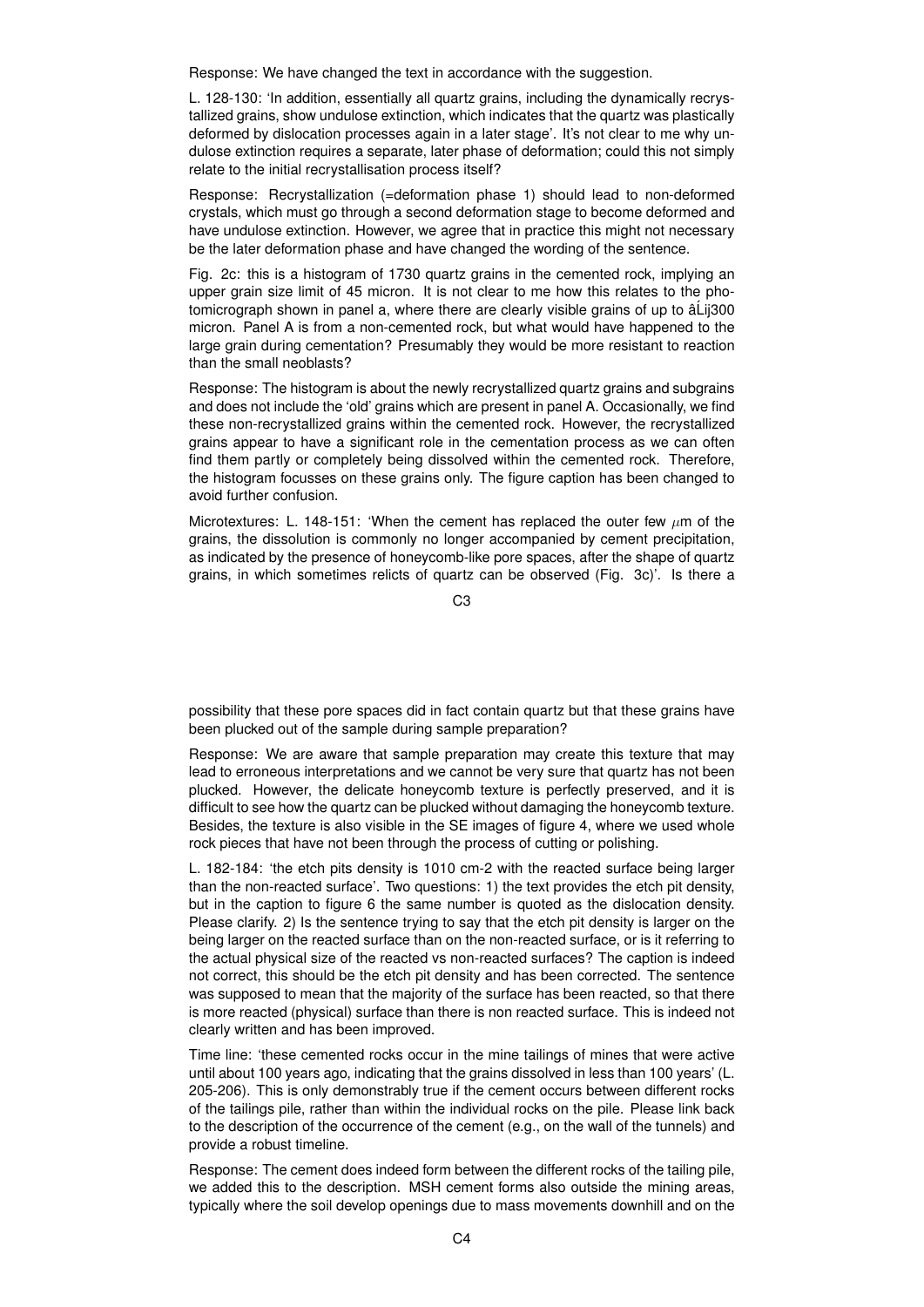Response: We have changed the text in accordance with the suggestion.

L. 128-130: 'In addition, essentially all quartz grains, including the dynamically recrystallized grains, show undulose extinction, which indicates that the quartz was plastically deformed by dislocation processes again in a later stage'. It's not clear to me why undulose extinction requires a separate, later phase of deformation; could this not simply relate to the initial recrystallisation process itself?

Response: Recrystallization (=deformation phase 1) should lead to non-deformed crystals, which must go through a second deformation stage to become deformed and have undulose extinction. However, we agree that in practice this might not necessary be the later deformation phase and have changed the wording of the sentence.

Fig. 2c: this is a histogram of 1730 quartz grains in the cemented rock, implying an upper grain size limit of 45 micron. It is not clear to me how this relates to the photomicrograph shown in panel a, where there are clearly visible grains of up to âĹij300 micron. Panel A is from a non-cemented rock, but what would have happened to the large grain during cementation? Presumably they would be more resistant to reaction than the small neoblasts?

Response: The histogram is about the newly recrystallized quartz grains and subgrains and does not include the 'old' grains which are present in panel A. Occasionally, we find these non-recrystallized grains within the cemented rock. However, the recrystallized grains appear to have a significant role in the cementation process as we can often find them partly or completely being dissolved within the cemented rock. Therefore, the histogram focusses on these grains only. The figure caption has been changed to avoid further confusion.

Microtextures: L. 148-151: 'When the cement has replaced the outer few $\mu$m of the grains, the dissolution is commonly no longer accompanied by cement precipitation, as indicated by the presence of honeycomb-like pore spaces, after the shape of quartz grains, in which sometimes relicts of quartz can be observed (Fig. 3c)'. Is there a possibility that these pore spaces did in fact contain quartz but that these grains have been plucked out of the sample during sample preparation?

Response: We are aware that sample preparation may create this texture that may lead to erroneous interpretations and we cannot be very sure that quartz has not been plucked. However, the delicate honeycomb texture is perfectly preserved, and it is difficult to see how the quartz can be plucked without damaging the honeycomb texture. Besides, the texture is also visible in the SE images of figure 4, where we used whole rock pieces that have not been through the process of cutting or polishing.

L. 182-184: 'the etch pits density is 1010 cm-2 with the reacted surface being larger than the non-reacted surface'. Two questions: 1) the text provides the etch pit density, but in the caption to figure 6 the same number is quoted as the dislocation density. Please clarify. 2) Is the sentence trying to say that the etch pit density is larger on the being larger on the reacted surface than on the non-reacted surface, or is it referring to the actual physical size of the reacted vs non-reacted surfaces? The caption is indeed not correct, this should be the etch pit density and has been corrected. The sentence was supposed to mean that the majority of the surface has been reacted, so that there is more reacted (physical) surface than there is non reacted surface. This is indeed not clearly written and has been improved.

Time line: 'these cemented rocks occur in the mine tailings of mines that were active until about 100 years ago, indicating that the grains dissolved in less than 100 years' (L. 205-206). This is only demonstrably true if the cement occurs between different rocks of the tailings pile, rather than within the individual rocks on the pile. Please link back to the description of the occurrence of the cement (e.g., on the wall of the tunnels) and provide a robust timeline.

Response: The cement does indeed form between the different rocks of the tailing pile, we added this to the description. MSH cement forms also outside the mining areas, typically where the soil develop openings due to mass movements downhill and on the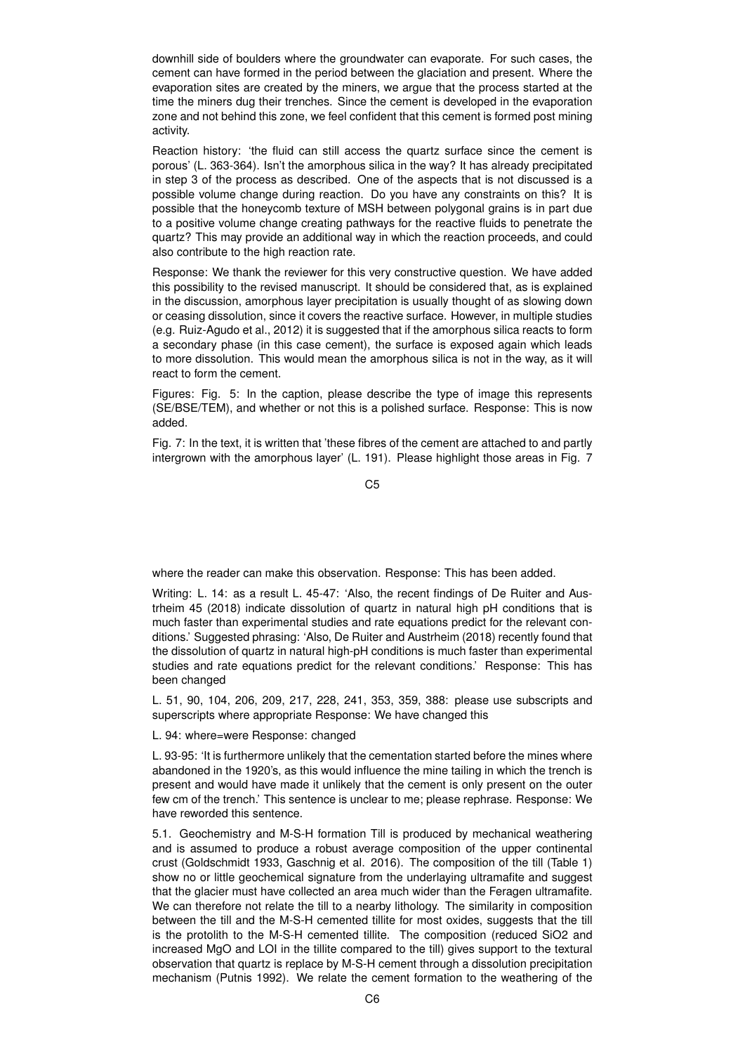downhill side of boulders where the groundwater can evaporate. For such cases, the cement can have formed in the period between the glaciation and present. Where the evaporation sites are created by the miners, we argue that the process started at the time the miners dug their trenches. Since the cement is developed in the evaporation zone and not behind this zone, we feel confident that this cement is formed post mining activity.

Reaction history: 'the fluid can still access the quartz surface since the cement is porous' (L. 363-364). Isn't the amorphous silica in the way? It has already precipitated in step 3 of the process as described. One of the aspects that is not discussed is a possible volume change during reaction. Do you have any constraints on this? It is possible that the honeycomb texture of MSH between polygonal grains is in part due to a positive volume change creating pathways for the reactive fluids to penetrate the quartz? This may provide an additional way in which the reaction proceeds, and could also contribute to the high reaction rate.

Response: We thank the reviewer for this very constructive question. We have added this possibility to the revised manuscript. It should be considered that, as is explained in the discussion, amorphous layer precipitation is usually thought of as slowing down or ceasing dissolution, since it covers the reactive surface. However, in multiple studies (e.g. Ruiz-Agudo et al., 2012) it is suggested that if the amorphous silica reacts to form a secondary phase (in this case cement), the surface is exposed again which leads to more dissolution. This would mean the amorphous silica is not in the way, as it will react to form the cement.

Figures: Fig. 5: In the caption, please describe the type of image this represents (SE/BSE/TEM), and whether or not this is a polished surface. Response: This is now added.

Fig. 7: In the text, it is written that 'these fibres of the cement are attached to and partly intergrown with the amorphous layer' (L. 191). Please highlight those areas in Fig. 7 where the reader can make this observation. Response: This has been added.

Writing: L. 14: as a result L. 45-47: 'Also, the recent findings of De Ruiter and Austrheim 45 (2018) indicate dissolution of quartz in natural high pH conditions that is much faster than experimental studies and rate equations predict for the relevant conditions.' Suggested phrasing: 'Also, De Ruiter and Austrheim (2018) recently found that the dissolution of quartz in natural high-pH conditions is much faster than experimental studies and rate equations predict for the relevant conditions.' Response: This has been changed

L. 51, 90, 104, 206, 209, 217, 228, 241, 353, 359, 388: please use subscripts and superscripts where appropriate Response: We have changed this

L. 94: where=were Response: changed

L. 93-95: 'It is furthermore unlikely that the cementation started before the mines where abandoned in the 1920's, as this would influence the mine tailing in which the trench is present and would have made it unlikely that the cement is only present on the outer few cm of the trench.' This sentence is unclear to me; please rephrase. Response: We have reworded this sentence.

5.1. Geochemistry and M-S-H formation Till is produced by mechanical weathering and is assumed to produce a robust average composition of the upper continental crust (Goldschmidt 1933, Gaschnig et al. 2016). The composition of the till (Table 1) show no or little geochemical signature from the underlaying ultramafite and suggest that the glacier must have collected an area much wider than the Feragen ultramafite. We can therefore not relate the till to a nearby lithology. The similarity in composition between the till and the M-S-H cemented tillite for most oxides, suggests that the till is the protolith to the M-S-H cemented tillite. The composition (reduced $SiO_2$ and increased MgO and LOI in the tillite compared to the till) gives support to the textural observation that quartz is replace by M-S-H cement through a dissolution precipitation mechanism (Putnis 1992). We relate the cement formation to the weathering of the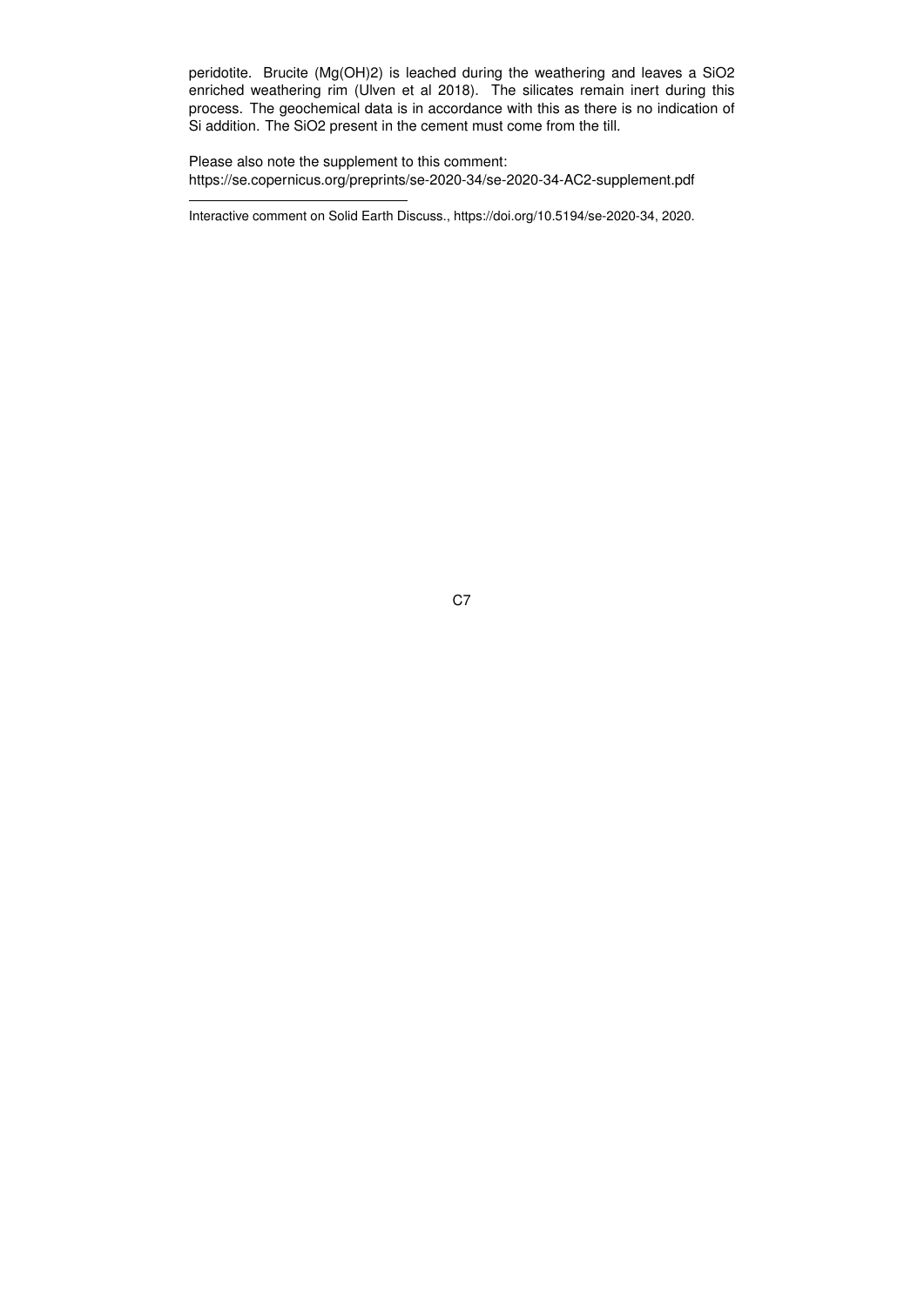peridotite. Brucite ($Mg(OH)_2$) is leached during the weathering and leaves a $SiO_2$ enriched weathering rim (Ulven et al 2018). The silicates remain inert during this process. The geochemical data is in accordance with this as there is no indication of Si addition. The $SiO_2$ present in the cement must come from the till.

Please also note the supplement to this comment:
https://se.copernicus.org/preprints/se-2020-34/se-2020-34-AC2-supplement.pdf

---

Interactive comment on Solid Earth Discuss., https://doi.org/10.5194/se-2020-34, 2020.